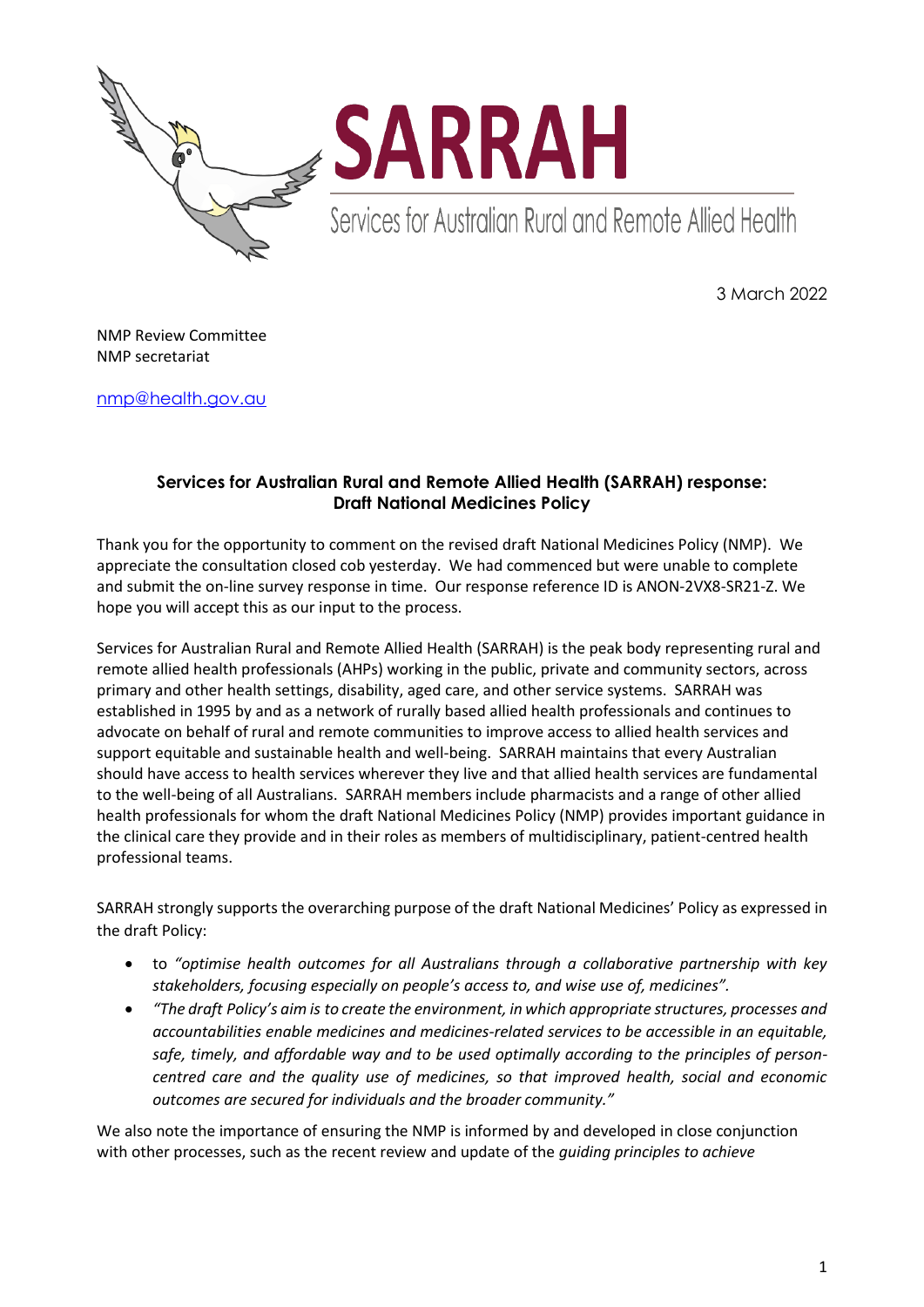# SARRAH

Services for Australian Rural and Remote Allied Health

3 March 2022

NMP Review Committee
NMP secretariat

nmp@health.gov.au

**Services for Australian Rural and Remote Allied Health (SARRAH) response: Draft National Medicines Policy**

Thank you for the opportunity to comment on the revised draft National Medicines Policy (NMP). We appreciate the consultation closed cob yesterday. We had commenced but were unable to complete and submit the on-line survey response in time. Our response reference ID is ANON-2VX8-SR21-Z. We hope you will accept this as our input to the process.

Services for Australian Rural and Remote Allied Health (SARRAH) is the peak body representing rural and remote allied health professionals (AHPs) working in the public, private and community sectors, across primary and other health settings, disability, aged care, and other service systems. SARRAH was established in 1995 by and as a network of rurally based allied health professionals and continues to advocate on behalf of rural and remote communities to improve access to allied health services and support equitable and sustainable health and well-being. SARRAH maintains that every Australian should have access to health services wherever they live and that allied health services are fundamental to the well-being of all Australians. SARRAH members include pharmacists and a range of other allied health professionals for whom the draft National Medicines Policy (NMP) provides important guidance in the clinical care they provide and in their roles as members of multidisciplinary, patient-centred health professional teams.

SARRAH strongly supports the overarching purpose of the draft National Medicines' Policy as expressed in the draft Policy:

- to *"optimise health outcomes for all Australians through a collaborative partnership with key stakeholders, focusing especially on people's access to, and wise use of, medicines".*
- *"The draft Policy's aim is to create the environment, in which appropriate structures, processes and accountabilities enable medicines and medicines-related services to be accessible in an equitable, safe, timely, and affordable way and to be used optimally according to the principles of person-centred care and the quality use of medicines, so that improved health, social and economic outcomes are secured for individuals and the broader community."*

We also note the importance of ensuring the NMP is informed by and developed in close conjunction with other processes, such as the recent review and update of the *guiding principles to achieve*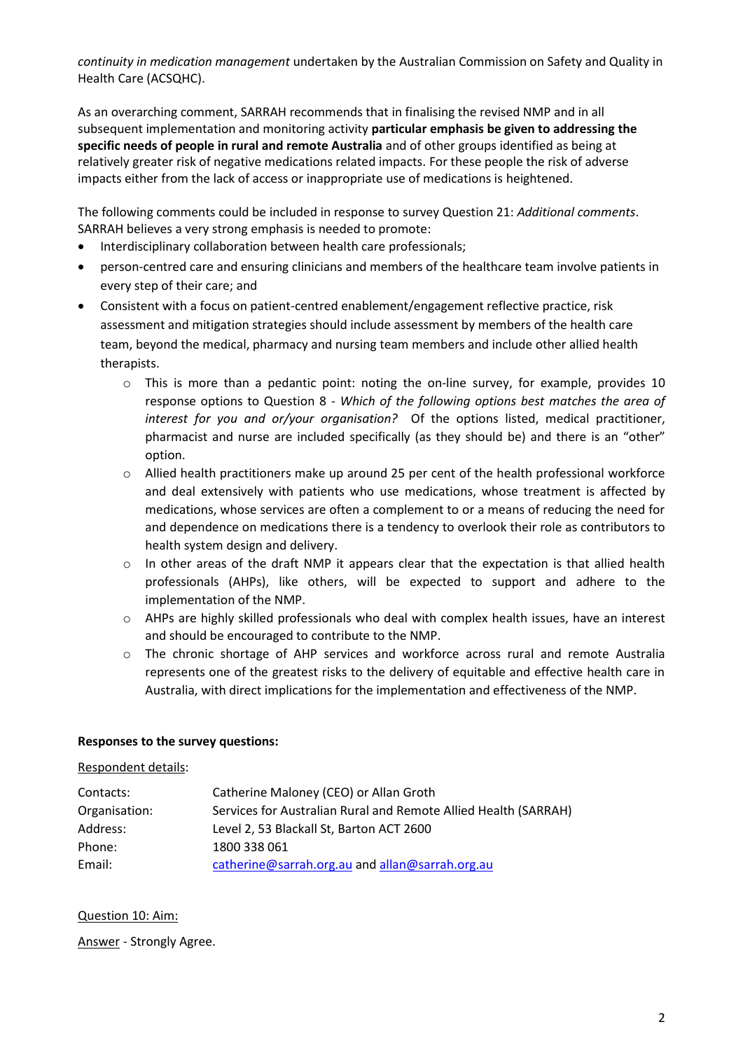*continuity in medication management* undertaken by the Australian Commission on Safety and Quality in Health Care (ACSQHC).

As an overarching comment, SARRAH recommends that in finalising the revised NMP and in all subsequent implementation and monitoring activity **particular emphasis be given to addressing the specific needs of people in rural and remote Australia** and of other groups identified as being at relatively greater risk of negative medications related impacts. For these people the risk of adverse impacts either from the lack of access or inappropriate use of medications is heightened.

The following comments could be included in response to survey Question 21: *Additional comments*. SARRAH believes a very strong emphasis is needed to promote:

- Interdisciplinary collaboration between health care professionals;
- person-centred care and ensuring clinicians and members of the healthcare team involve patients in every step of their care; and
- Consistent with a focus on patient-centred enablement/engagement reflective practice, risk assessment and mitigation strategies should include assessment by members of the health care team, beyond the medical, pharmacy and nursing team members and include other allied health therapists.
  - This is more than a pedantic point: noting the on-line survey, for example, provides 10 response options to Question 8 - *Which of the following options best matches the area of interest for you and or/your organisation?* Of the options listed, medical practitioner, pharmacist and nurse are included specifically (as they should be) and there is an "other" option.
  - Allied health practitioners make up around 25 per cent of the health professional workforce and deal extensively with patients who use medications, whose treatment is affected by medications, whose services are often a complement to or a means of reducing the need for and dependence on medications there is a tendency to overlook their role as contributors to health system design and delivery.
  - In other areas of the draft NMP it appears clear that the expectation is that allied health professionals (AHPs), like others, will be expected to support and adhere to the implementation of the NMP.
  - AHPs are highly skilled professionals who deal with complex health issues, have an interest and should be encouraged to contribute to the NMP.
  - The chronic shortage of AHP services and workforce across rural and remote Australia represents one of the greatest risks to the delivery of equitable and effective health care in Australia, with direct implications for the implementation and effectiveness of the NMP.

**Responses to the survey questions:**

<u>Respondent details</u>:

| | |
|---|---|
| Contacts: | Catherine Maloney (CEO) or Allan Groth |
| Organisation: | Services for Australian Rural and Remote Allied Health (SARRAH) |
| Address: | Level 2, 53 Blackall St, Barton ACT 2600 |
| Phone: | 1800 338 061 |
| Email: | catherine@sarrah.org.au and allan@sarrah.org.au |

<u>Question 10: Aim:</u>

<u>Answer</u> - Strongly Agree.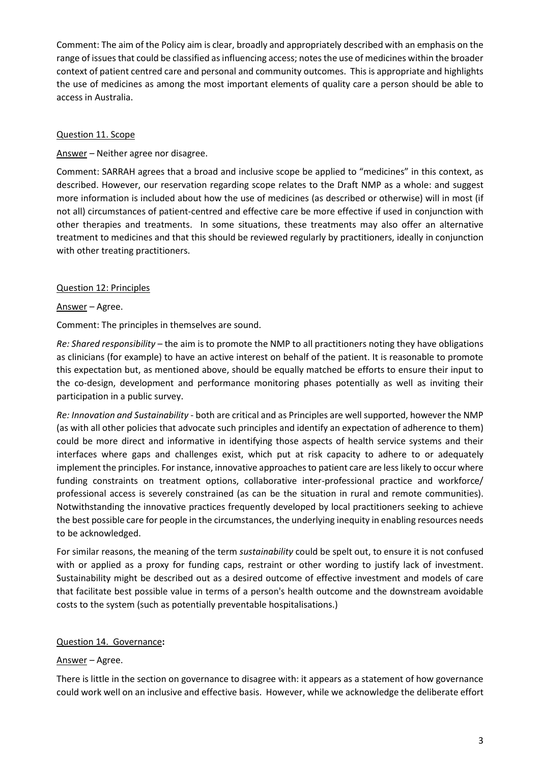Comment: The aim of the Policy aim is clear, broadly and appropriately described with an emphasis on the range of issues that could be classified as influencing access; notes the use of medicines within the broader context of patient centred care and personal and community outcomes. This is appropriate and highlights the use of medicines as among the most important elements of quality care a person should be able to access in Australia.

Question 11. Scope

Answer – Neither agree nor disagree.

Comment: SARRAH agrees that a broad and inclusive scope be applied to "medicines" in this context, as described. However, our reservation regarding scope relates to the Draft NMP as a whole: and suggest more information is included about how the use of medicines (as described or otherwise) will in most (if not all) circumstances of patient-centred and effective care be more effective if used in conjunction with other therapies and treatments. In some situations, these treatments may also offer an alternative treatment to medicines and that this should be reviewed regularly by practitioners, ideally in conjunction with other treating practitioners.

Question 12: Principles

Answer – Agree.

Comment: The principles in themselves are sound.

*Re: Shared responsibility* – the aim is to promote the NMP to all practitioners noting they have obligations as clinicians (for example) to have an active interest on behalf of the patient. It is reasonable to promote this expectation but, as mentioned above, should be equally matched be efforts to ensure their input to the co-design, development and performance monitoring phases potentially as well as inviting their participation in a public survey.

*Re: Innovation and Sustainability* - both are critical and as Principles are well supported, however the NMP (as with all other policies that advocate such principles and identify an expectation of adherence to them) could be more direct and informative in identifying those aspects of health service systems and their interfaces where gaps and challenges exist, which put at risk capacity to adhere to or adequately implement the principles. For instance, innovative approaches to patient care are less likely to occur where funding constraints on treatment options, collaborative inter-professional practice and workforce/ professional access is severely constrained (as can be the situation in rural and remote communities). Notwithstanding the innovative practices frequently developed by local practitioners seeking to achieve the best possible care for people in the circumstances, the underlying inequity in enabling resources needs to be acknowledged.

For similar reasons, the meaning of the term *sustainability* could be spelt out, to ensure it is not confused with or applied as a proxy for funding caps, restraint or other wording to justify lack of investment. Sustainability might be described out as a desired outcome of effective investment and models of care that facilitate best possible value in terms of a person's health outcome and the downstream avoidable costs to the system (such as potentially preventable hospitalisations.)

Question 14. Governance**:**

Answer – Agree.

There is little in the section on governance to disagree with: it appears as a statement of how governance could work well on an inclusive and effective basis. However, while we acknowledge the deliberate effort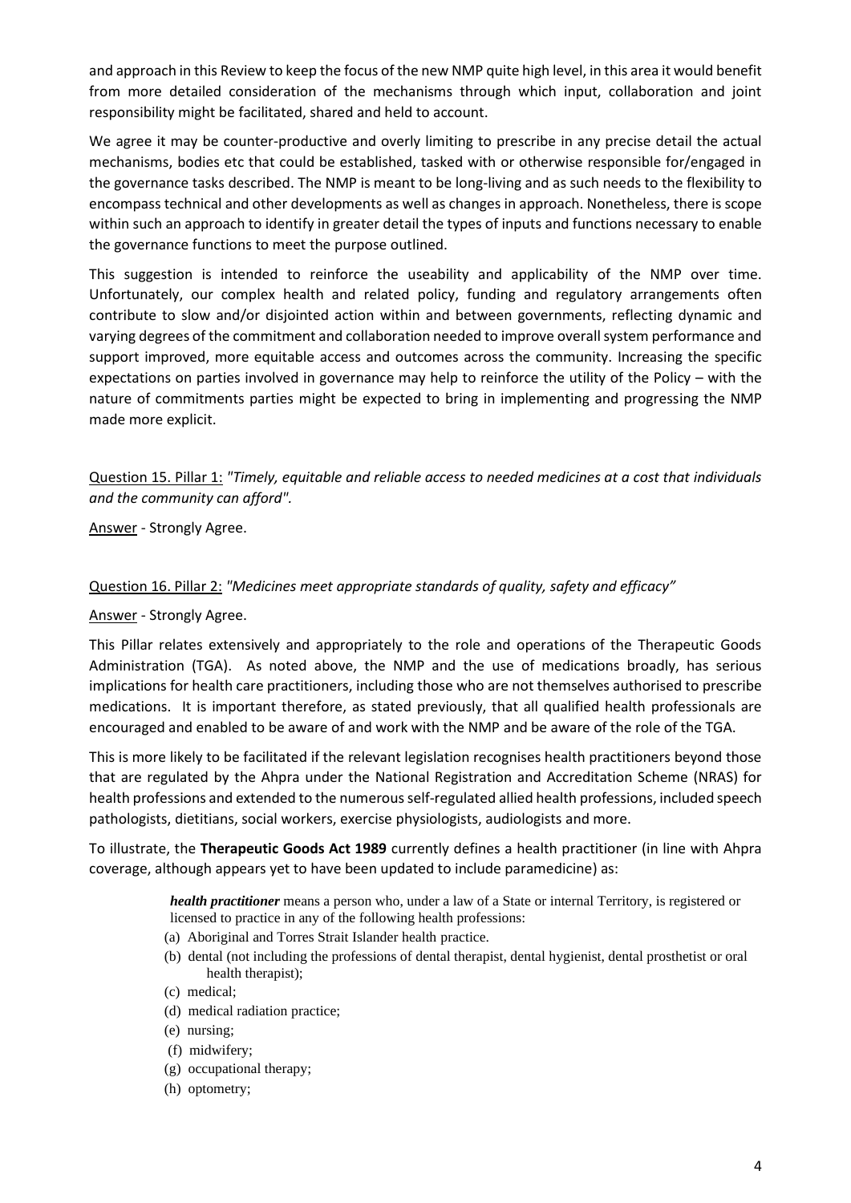and approach in this Review to keep the focus of the new NMP quite high level, in this area it would benefit from more detailed consideration of the mechanisms through which input, collaboration and joint responsibility might be facilitated, shared and held to account.

We agree it may be counter-productive and overly limiting to prescribe in any precise detail the actual mechanisms, bodies etc that could be established, tasked with or otherwise responsible for/engaged in the governance tasks described. The NMP is meant to be long-living and as such needs to the flexibility to encompass technical and other developments as well as changes in approach. Nonetheless, there is scope within such an approach to identify in greater detail the types of inputs and functions necessary to enable the governance functions to meet the purpose outlined.

This suggestion is intended to reinforce the useability and applicability of the NMP over time. Unfortunately, our complex health and related policy, funding and regulatory arrangements often contribute to slow and/or disjointed action within and between governments, reflecting dynamic and varying degrees of the commitment and collaboration needed to improve overall system performance and support improved, more equitable access and outcomes across the community. Increasing the specific expectations on parties involved in governance may help to reinforce the utility of the Policy – with the nature of commitments parties might be expected to bring in implementing and progressing the NMP made more explicit.

<u>Question 15. Pillar 1:</u> *"Timely, equitable and reliable access to needed medicines at a cost that individuals and the community can afford".*

<u>Answer</u> - Strongly Agree.

<u>Question 16. Pillar 2:</u> *"Medicines meet appropriate standards of quality, safety and efficacy"*

<u>Answer</u> - Strongly Agree.

This Pillar relates extensively and appropriately to the role and operations of the Therapeutic Goods Administration (TGA). As noted above, the NMP and the use of medications broadly, has serious implications for health care practitioners, including those who are not themselves authorised to prescribe medications. It is important therefore, as stated previously, that all qualified health professionals are encouraged and enabled to be aware of and work with the NMP and be aware of the role of the TGA.

This is more likely to be facilitated if the relevant legislation recognises health practitioners beyond those that are regulated by the Ahpra under the National Registration and Accreditation Scheme (NRAS) for health professions and extended to the numerous self-regulated allied health professions, included speech pathologists, dietitians, social workers, exercise physiologists, audiologists and more.

To illustrate, the **Therapeutic Goods Act 1989** currently defines a health practitioner (in line with Ahpra coverage, although appears yet to have been updated to include paramedicine) as:

> ***health practitioner*** means a person who, under a law of a State or internal Territory, is registered or licensed to practice in any of the following health professions:
>
> (a) Aboriginal and Torres Strait Islander health practice.
> (b) dental (not including the professions of dental therapist, dental hygienist, dental prosthetist or oral health therapist);
> (c) medical;
> (d) medical radiation practice;
> (e) nursing;
> (f) midwifery;
> (g) occupational therapy;
> (h) optometry;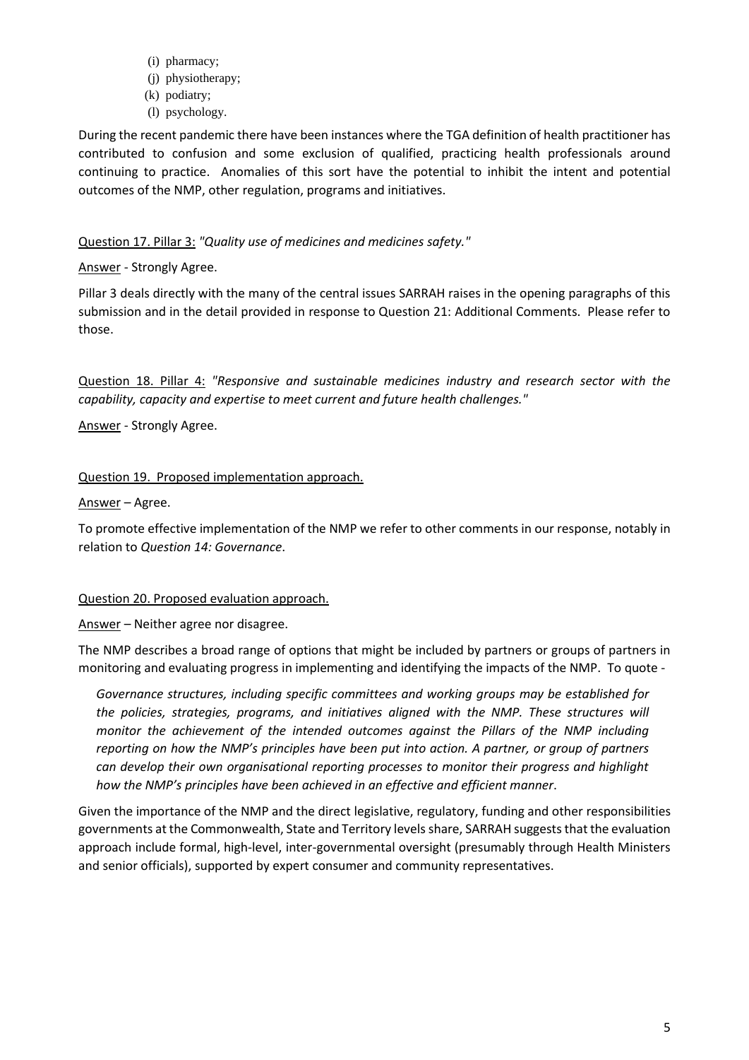(i) pharmacy;
(j) physiotherapy;
(k) podiatry;
(l) psychology.

During the recent pandemic there have been instances where the TGA definition of health practitioner has contributed to confusion and some exclusion of qualified, practicing health professionals around continuing to practice. Anomalies of this sort have the potential to inhibit the intent and potential outcomes of the NMP, other regulation, programs and initiatives.

<u>Question 17. Pillar 3:</u> *"Quality use of medicines and medicines safety."*

<u>Answer</u> - Strongly Agree.

Pillar 3 deals directly with the many of the central issues SARRAH raises in the opening paragraphs of this submission and in the detail provided in response to Question 21: Additional Comments. Please refer to those.

<u>Question 18. Pillar 4:</u> *"Responsive and sustainable medicines industry and research sector with the capability, capacity and expertise to meet current and future health challenges."*

<u>Answer</u> - Strongly Agree.

<u>Question 19. Proposed implementation approach.</u>

<u>Answer</u> – Agree.

To promote effective implementation of the NMP we refer to other comments in our response, notably in relation to *Question 14: Governance*.

<u>Question 20. Proposed evaluation approach.</u>

<u>Answer</u> – Neither agree nor disagree.

The NMP describes a broad range of options that might be included by partners or groups of partners in monitoring and evaluating progress in implementing and identifying the impacts of the NMP. To quote -

> *Governance structures, including specific committees and working groups may be established for the policies, strategies, programs, and initiatives aligned with the NMP. These structures will monitor the achievement of the intended outcomes against the Pillars of the NMP including reporting on how the NMP's principles have been put into action. A partner, or group of partners can develop their own organisational reporting processes to monitor their progress and highlight how the NMP's principles have been achieved in an effective and efficient manner.*

Given the importance of the NMP and the direct legislative, regulatory, funding and other responsibilities governments at the Commonwealth, State and Territory levels share, SARRAH suggests that the evaluation approach include formal, high-level, inter-governmental oversight (presumably through Health Ministers and senior officials), supported by expert consumer and community representatives.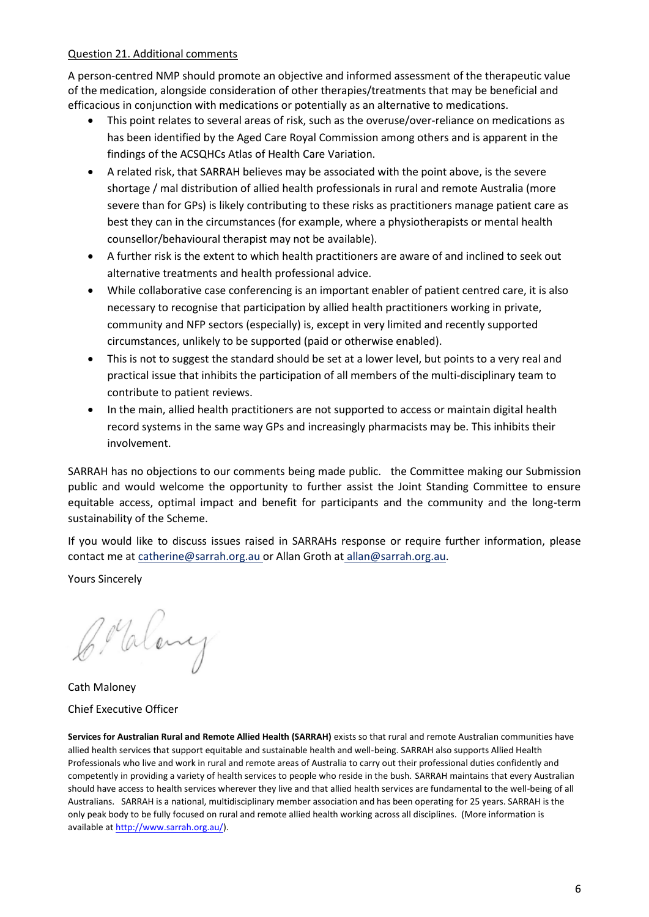Question 21. Additional comments

A person-centred NMP should promote an objective and informed assessment of the therapeutic value of the medication, alongside consideration of other therapies/treatments that may be beneficial and efficacious in conjunction with medications or potentially as an alternative to medications.

- This point relates to several areas of risk, such as the overuse/over-reliance on medications as has been identified by the Aged Care Royal Commission among others and is apparent in the findings of the ACSQHCs Atlas of Health Care Variation.
- A related risk, that SARRAH believes may be associated with the point above, is the severe shortage / mal distribution of allied health professionals in rural and remote Australia (more severe than for GPs) is likely contributing to these risks as practitioners manage patient care as best they can in the circumstances (for example, where a physiotherapists or mental health counsellor/behavioural therapist may not be available).
- A further risk is the extent to which health practitioners are aware of and inclined to seek out alternative treatments and health professional advice.
- While collaborative case conferencing is an important enabler of patient centred care, it is also necessary to recognise that participation by allied health practitioners working in private, community and NFP sectors (especially) is, except in very limited and recently supported circumstances, unlikely to be supported (paid or otherwise enabled).
- This is not to suggest the standard should be set at a lower level, but points to a very real and practical issue that inhibits the participation of all members of the multi-disciplinary team to contribute to patient reviews.
- In the main, allied health practitioners are not supported to access or maintain digital health record systems in the same way GPs and increasingly pharmacists may be. This inhibits their involvement.

SARRAH has no objections to our comments being made public. the Committee making our Submission public and would welcome the opportunity to further assist the Joint Standing Committee to ensure equitable access, optimal impact and benefit for participants and the community and the long-term sustainability of the Scheme.

If you would like to discuss issues raised in SARRAHs response or require further information, please contact me at catherine@sarrah.org.au or Allan Groth at allan@sarrah.org.au.

Yours Sincerely

Cath Maloney

Chief Executive Officer

**Services for Australian Rural and Remote Allied Health (SARRAH)** exists so that rural and remote Australian communities have allied health services that support equitable and sustainable health and well-being. SARRAH also supports Allied Health Professionals who live and work in rural and remote areas of Australia to carry out their professional duties confidently and competently in providing a variety of health services to people who reside in the bush. SARRAH maintains that every Australian should have access to health services wherever they live and that allied health services are fundamental to the well-being of all Australians. SARRAH is a national, multidisciplinary member association and has been operating for 25 years. SARRAH is the only peak body to be fully focused on rural and remote allied health working across all disciplines. (More information is available at http://www.sarrah.org.au/).